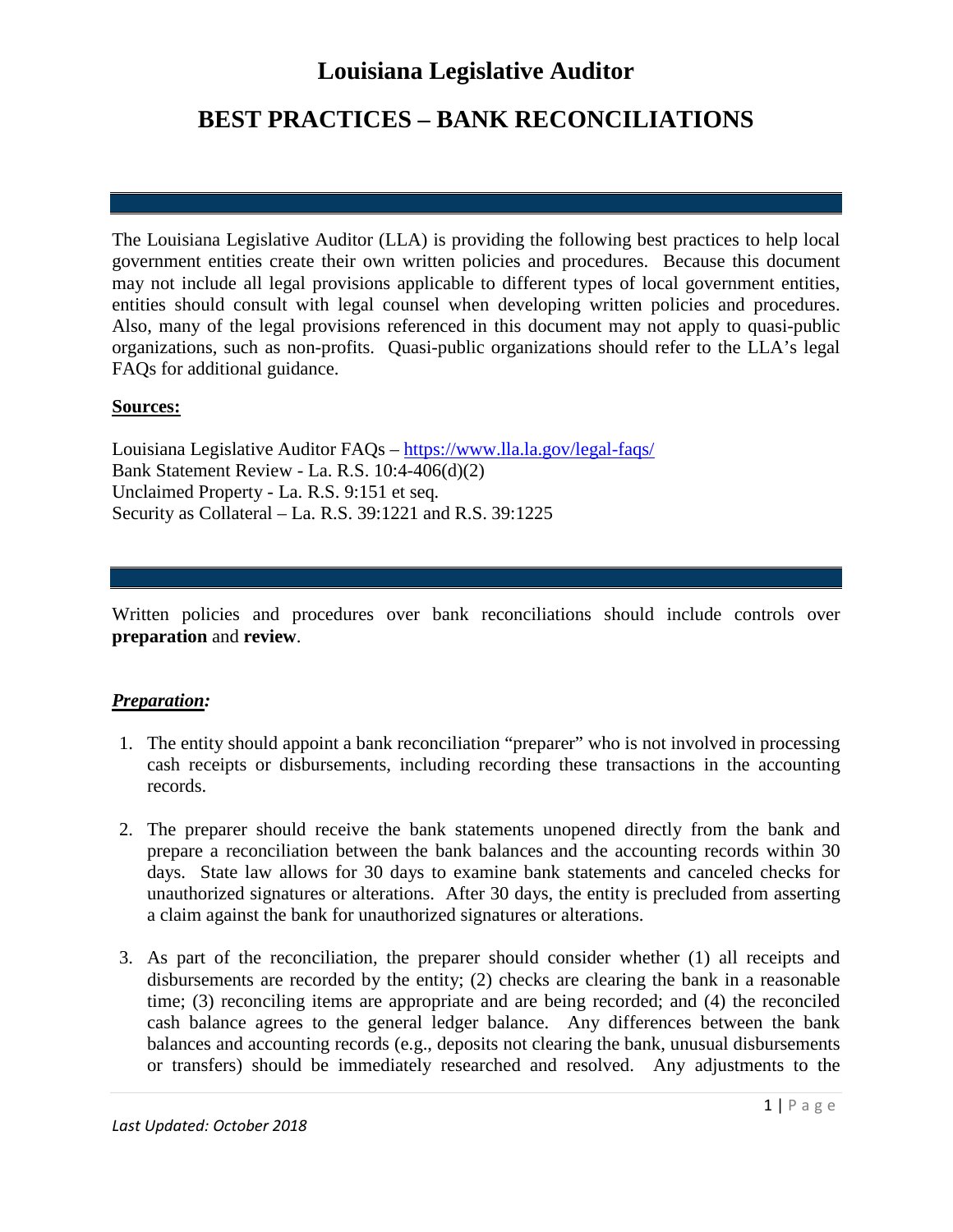# Louisiana Legislative Auditor

# BEST PRACTICES – BANK RECONCILIATIONS

The Louisiana Legislative Auditor (LLA) is providing the following best practices to help local government entities create their own written policies and procedures. Because this document may not include all legal provisions applicable to different types of local government entities, entities should consult with legal counsel when developing written policies and procedures. Also, many of the legal provisions referenced in this document may not apply to quasi-public organizations, such as non-profits. Quasi-public organizations should refer to the LLA's legal FAQs for additional guidance.

**Sources:**

Louisiana Legislative Auditor FAQs – https://www.lla.la.gov/legal-faqs/
Bank Statement Review - La. R.S. 10:4-406(d)(2)
Unclaimed Property - La. R.S. 9:151 et seq.
Security as Collateral – La. R.S. 39:1221 and R.S. 39:1225

Written policies and procedures over bank reconciliations should include controls over **preparation** and **review**.

***Preparation:***

1. The entity should appoint a bank reconciliation "preparer" who is not involved in processing cash receipts or disbursements, including recording these transactions in the accounting records.

2. The preparer should receive the bank statements unopened directly from the bank and prepare a reconciliation between the bank balances and the accounting records within 30 days. State law allows for 30 days to examine bank statements and canceled checks for unauthorized signatures or alterations. After 30 days, the entity is precluded from asserting a claim against the bank for unauthorized signatures or alterations.

3. As part of the reconciliation, the preparer should consider whether (1) all receipts and disbursements are recorded by the entity; (2) checks are clearing the bank in a reasonable time; (3) reconciling items are appropriate and are being recorded; and (4) the reconciled cash balance agrees to the general ledger balance. Any differences between the bank balances and accounting records (e.g., deposits not clearing the bank, unusual disbursements or transfers) should be immediately researched and resolved. Any adjustments to the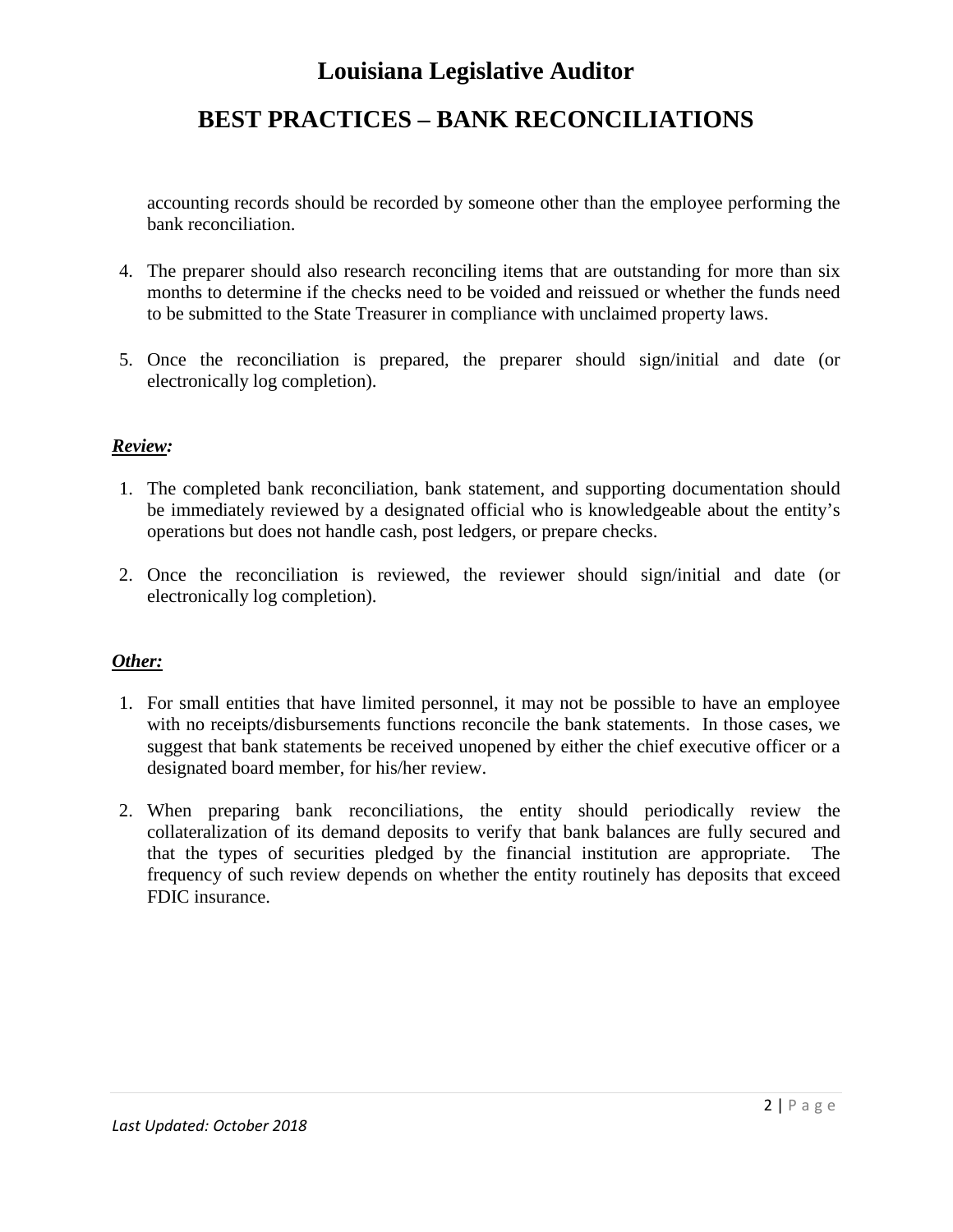accounting records should be recorded by someone other than the employee performing the bank reconciliation.

4. The preparer should also research reconciling items that are outstanding for more than six months to determine if the checks need to be voided and reissued or whether the funds need to be submitted to the State Treasurer in compliance with unclaimed property laws.

5. Once the reconciliation is prepared, the preparer should sign/initial and date (or electronically log completion).

***Review:***

1. The completed bank reconciliation, bank statement, and supporting documentation should be immediately reviewed by a designated official who is knowledgeable about the entity's operations but does not handle cash, post ledgers, or prepare checks.

2. Once the reconciliation is reviewed, the reviewer should sign/initial and date (or electronically log completion).

***Other:***

1. For small entities that have limited personnel, it may not be possible to have an employee with no receipts/disbursements functions reconcile the bank statements. In those cases, we suggest that bank statements be received unopened by either the chief executive officer or a designated board member, for his/her review.

2. When preparing bank reconciliations, the entity should periodically review the collateralization of its demand deposits to verify that bank balances are fully secured and that the types of securities pledged by the financial institution are appropriate. The frequency of such review depends on whether the entity routinely has deposits that exceed FDIC insurance.